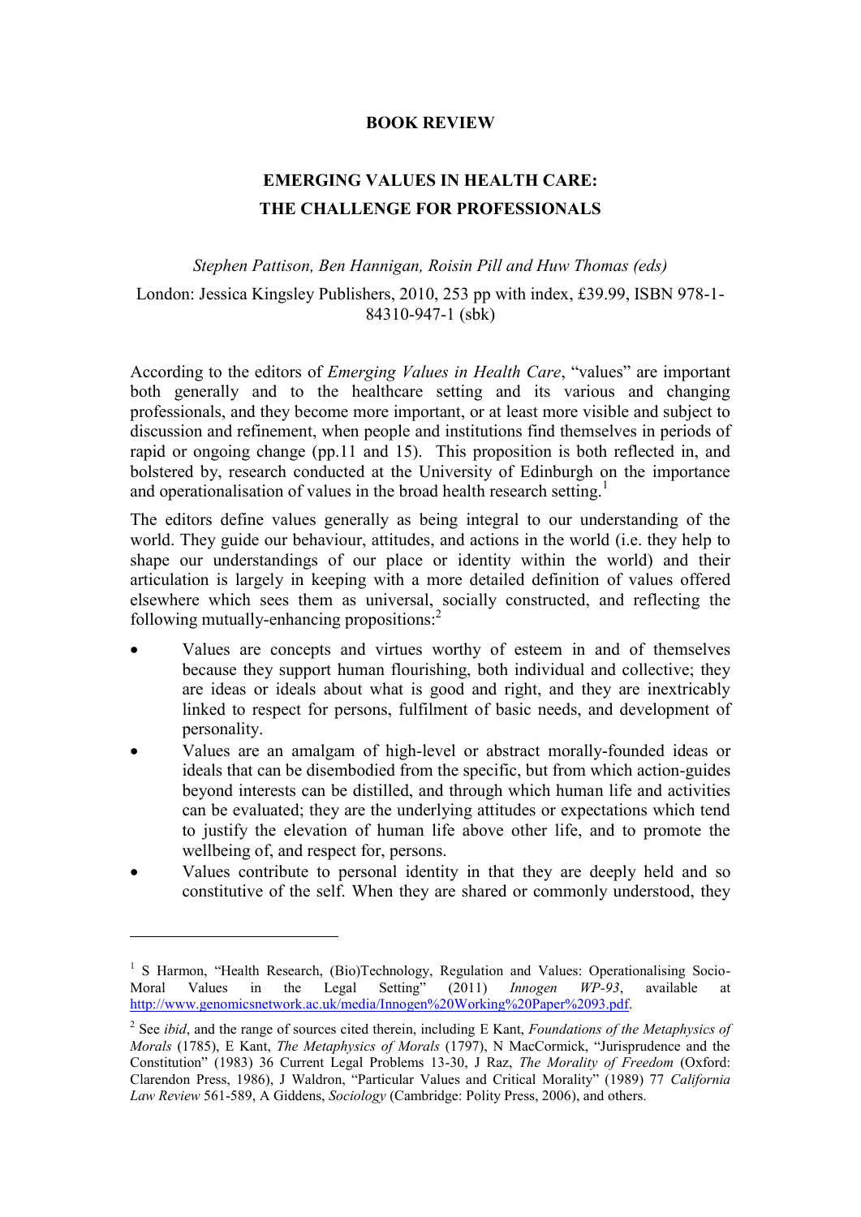**BOOK REVIEW**

**EMERGING VALUES IN HEALTH CARE: THE CHALLENGE FOR PROFESSIONALS**

*Stephen Pattison, Ben Hannigan, Roisin Pill and Huw Thomas (eds)*

London: Jessica Kingsley Publishers, 2010, 253 pp with index, £39.99, ISBN 978-1-84310-947-1 (sbk)

According to the editors of *Emerging Values in Health Care*, "values" are important both generally and to the healthcare setting and its various and changing professionals, and they become more important, or at least more visible and subject to discussion and refinement, when people and institutions find themselves in periods of rapid or ongoing change (pp.11 and 15). This proposition is both reflected in, and bolstered by, research conducted at the University of Edinburgh on the importance and operationalisation of values in the broad health research setting.[1]

The editors define values generally as being integral to our understanding of the world. They guide our behaviour, attitudes, and actions in the world (i.e. they help to shape our understandings of our place or identity within the world) and their articulation is largely in keeping with a more detailed definition of values offered elsewhere which sees them as universal, socially constructed, and reflecting the following mutually-enhancing propositions:[2]

- Values are concepts and virtues worthy of esteem in and of themselves because they support human flourishing, both individual and collective; they are ideas or ideals about what is good and right, and they are inextricably linked to respect for persons, fulfilment of basic needs, and development of personality.
- Values are an amalgam of high-level or abstract morally-founded ideas or ideals that can be disembodied from the specific, but from which action-guides beyond interests can be distilled, and through which human life and activities can be evaluated; they are the underlying attitudes or expectations which tend to justify the elevation of human life above other life, and to promote the wellbeing of, and respect for, persons.
- Values contribute to personal identity in that they are deeply held and so constitutive of the self. When they are shared or commonly understood, they

---

[1] S Harmon, "Health Research, (Bio)Technology, Regulation and Values: Operationalising Socio-Moral Values in the Legal Setting" (2011) *Innogen WP-93*, available at http://www.genomicsnetwork.ac.uk/media/Innogen%20Working%20Paper%2093.pdf.

[2] See *ibid*, and the range of sources cited therein, including E Kant, *Foundations of the Metaphysics of Morals* (1785), E Kant, *The Metaphysics of Morals* (1797), N MacCormick, "Jurisprudence and the Constitution" (1983) 36 Current Legal Problems 13-30, J Raz, *The Morality of Freedom* (Oxford: Clarendon Press, 1986), J Waldron, "Particular Values and Critical Morality" (1989) 77 *California Law Review* 561-589, A Giddens, *Sociology* (Cambridge: Polity Press, 2006), and others.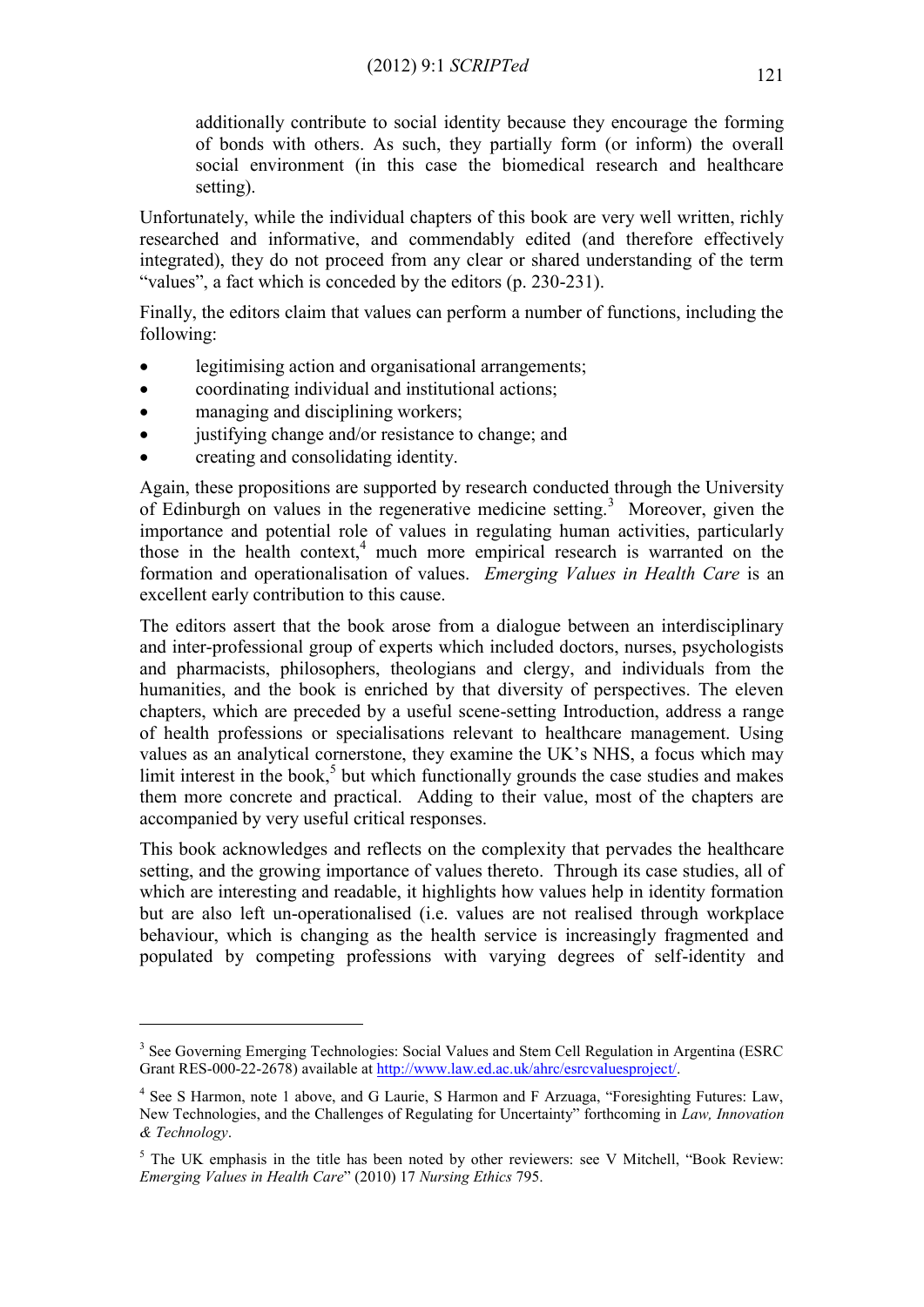additionally contribute to social identity because they encourage the forming of bonds with others. As such, they partially form (or inform) the overall social environment (in this case the biomedical research and healthcare setting).

Unfortunately, while the individual chapters of this book are very well written, richly researched and informative, and commendably edited (and therefore effectively integrated), they do not proceed from any clear or shared understanding of the term "values", a fact which is conceded by the editors (p. 230-231).

Finally, the editors claim that values can perform a number of functions, including the following:

- legitimising action and organisational arrangements;
- coordinating individual and institutional actions;
- managing and disciplining workers;
- justifying change and/or resistance to change; and
- creating and consolidating identity.

Again, these propositions are supported by research conducted through the University of Edinburgh on values in the regenerative medicine setting.[3] Moreover, given the importance and potential role of values in regulating human activities, particularly those in the health context,[4] much more empirical research is warranted on the formation and operationalisation of values. *Emerging Values in Health Care* is an excellent early contribution to this cause.

The editors assert that the book arose from a dialogue between an interdisciplinary and inter-professional group of experts which included doctors, nurses, psychologists and pharmacists, philosophers, theologians and clergy, and individuals from the humanities, and the book is enriched by that diversity of perspectives. The eleven chapters, which are preceded by a useful scene-setting Introduction, address a range of health professions or specialisations relevant to healthcare management. Using values as an analytical cornerstone, they examine the UK's NHS, a focus which may limit interest in the book,[5] but which functionally grounds the case studies and makes them more concrete and practical. Adding to their value, most of the chapters are accompanied by very useful critical responses.

This book acknowledges and reflects on the complexity that pervades the healthcare setting, and the growing importance of values thereto. Through its case studies, all of which are interesting and readable, it highlights how values help in identity formation but are also left un-operationalised (i.e. values are not realised through workplace behaviour, which is changing as the health service is increasingly fragmented and populated by competing professions with varying degrees of self-identity and

---

[3] See Governing Emerging Technologies: Social Values and Stem Cell Regulation in Argentina (ESRC Grant RES-000-22-2678) available at http://www.law.ed.ac.uk/ahrc/esrcvaluesproject/.

[4] See S Harmon, note 1 above, and G Laurie, S Harmon and F Arzuaga, "Foresighting Futures: Law, New Technologies, and the Challenges of Regulating for Uncertainty" forthcoming in *Law, Innovation & Technology*.

[5] The UK emphasis in the title has been noted by other reviewers: see V Mitchell, "Book Review: *Emerging Values in Health Care*" (2010) 17 *Nursing Ethics* 795.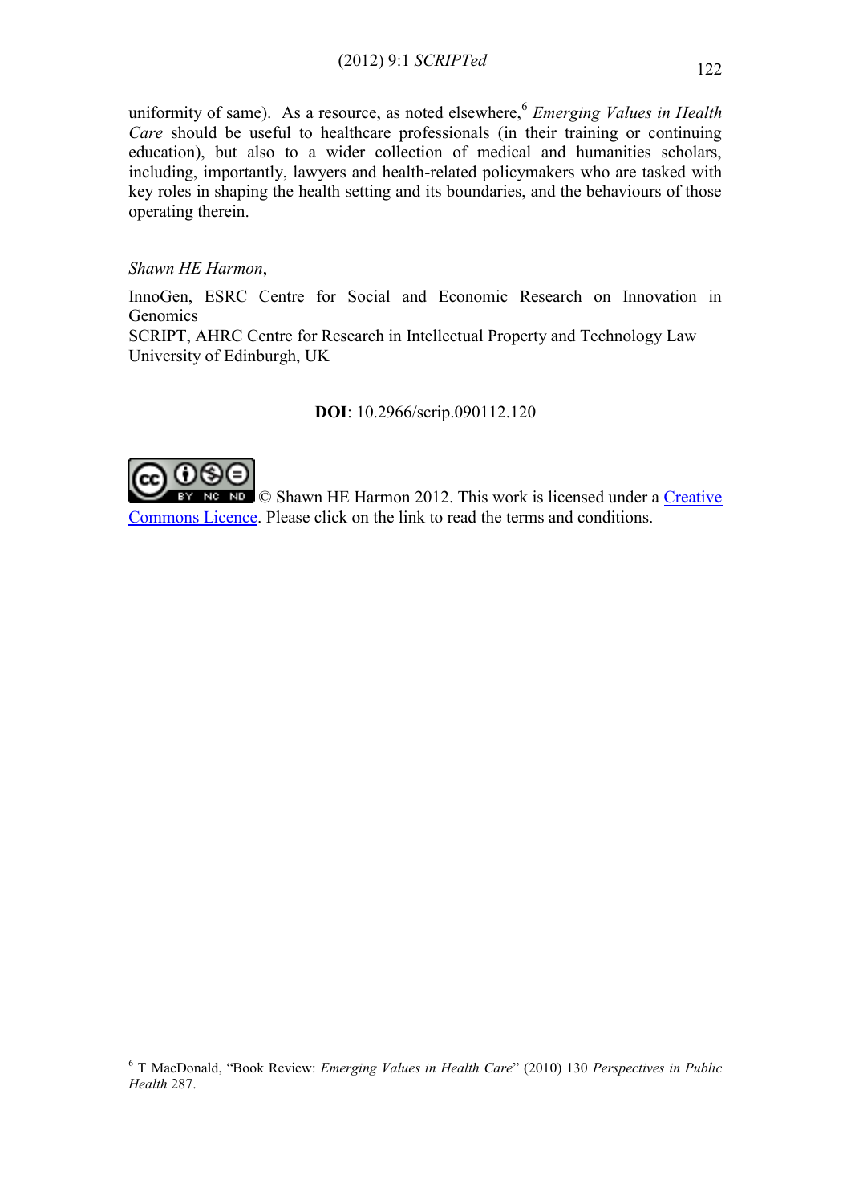uniformity of same). As a resource, as noted elsewhere,[6] *Emerging Values in Health Care* should be useful to healthcare professionals (in their training or continuing education), but also to a wider collection of medical and humanities scholars, including, importantly, lawyers and health-related policymakers who are tasked with key roles in shaping the health setting and its boundaries, and the behaviours of those operating therein.

*Shawn HE Harmon*,

InnoGen, ESRC Centre for Social and Economic Research on Innovation in Genomics
SCRIPT, AHRC Centre for Research in Intellectual Property and Technology Law
University of Edinburgh, UK

**DOI**: 10.2966/scrip.090112.120

© Shawn HE Harmon 2012. This work is licensed under a Creative Commons Licence. Please click on the link to read the terms and conditions.

---

[6] T MacDonald, "Book Review: *Emerging Values in Health Care*" (2010) 130 *Perspectives in Public Health* 287.